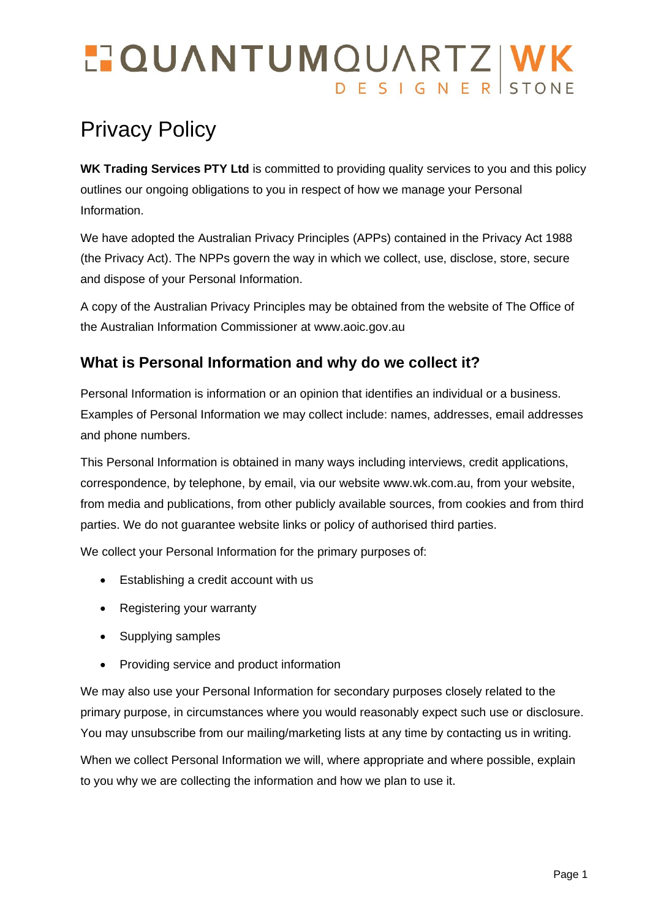# Privacy Policy

**WK Trading Services PTY Ltd** is committed to providing quality services to you and this policy outlines our ongoing obligations to you in respect of how we manage your Personal Information.

We have adopted the Australian Privacy Principles (APPs) contained in the Privacy Act 1988 (the Privacy Act). The NPPs govern the way in which we collect, use, disclose, store, secure and dispose of your Personal Information.

A copy of the Australian Privacy Principles may be obtained from the website of The Office of the Australian Information Commissioner at www.aoic.gov.au

## What is Personal Information and why do we collect it?

Personal Information is information or an opinion that identifies an individual or a business. Examples of Personal Information we may collect include: names, addresses, email addresses and phone numbers.

This Personal Information is obtained in many ways including interviews, credit applications, correspondence, by telephone, by email, via our website www.wk.com.au, from your website, from media and publications, from other publicly available sources, from cookies and from third parties. We do not guarantee website links or policy of authorised third parties.

We collect your Personal Information for the primary purposes of:

- Establishing a credit account with us
- Registering your warranty
- Supplying samples
- Providing service and product information

We may also use your Personal Information for secondary purposes closely related to the primary purpose, in circumstances where you would reasonably expect such use or disclosure. You may unsubscribe from our mailing/marketing lists at any time by contacting us in writing.

When we collect Personal Information we will, where appropriate and where possible, explain to you why we are collecting the information and how we plan to use it.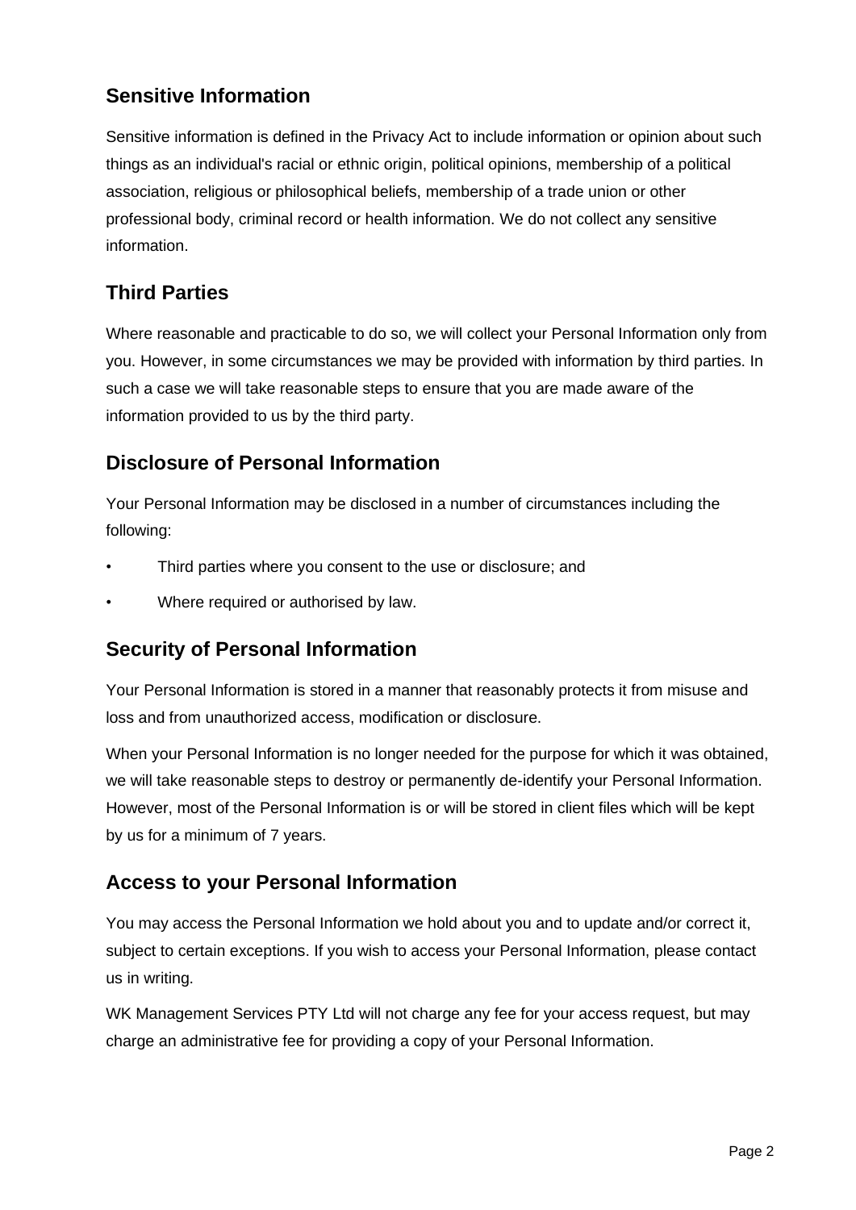## Sensitive Information

Sensitive information is defined in the Privacy Act to include information or opinion about such things as an individual's racial or ethnic origin, political opinions, membership of a political association, religious or philosophical beliefs, membership of a trade union or other professional body, criminal record or health information. We do not collect any sensitive information.

## Third Parties

Where reasonable and practicable to do so, we will collect your Personal Information only from you. However, in some circumstances we may be provided with information by third parties. In such a case we will take reasonable steps to ensure that you are made aware of the information provided to us by the third party.

## Disclosure of Personal Information

Your Personal Information may be disclosed in a number of circumstances including the following:

- Third parties where you consent to the use or disclosure; and
- Where required or authorised by law.

## Security of Personal Information

Your Personal Information is stored in a manner that reasonably protects it from misuse and loss and from unauthorized access, modification or disclosure.

When your Personal Information is no longer needed for the purpose for which it was obtained, we will take reasonable steps to destroy or permanently de-identify your Personal Information. However, most of the Personal Information is or will be stored in client files which will be kept by us for a minimum of 7 years.

## Access to your Personal Information

You may access the Personal Information we hold about you and to update and/or correct it, subject to certain exceptions. If you wish to access your Personal Information, please contact us in writing.

WK Management Services PTY Ltd will not charge any fee for your access request, but may charge an administrative fee for providing a copy of your Personal Information.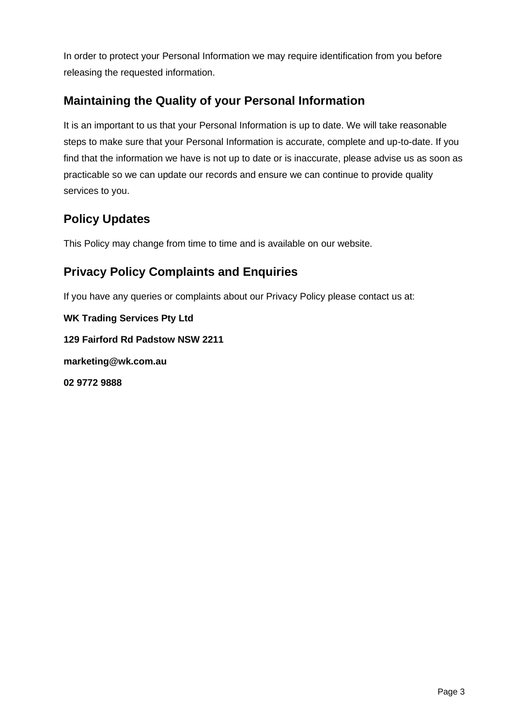In order to protect your Personal Information we may require identification from you before releasing the requested information.

## Maintaining the Quality of your Personal Information

It is an important to us that your Personal Information is up to date. We will take reasonable steps to make sure that your Personal Information is accurate, complete and up-to-date. If you find that the information we have is not up to date or is inaccurate, please advise us as soon as practicable so we can update our records and ensure we can continue to provide quality services to you.

## Policy Updates

This Policy may change from time to time and is available on our website.

## Privacy Policy Complaints and Enquiries

If you have any queries or complaints about our Privacy Policy please contact us at:

**WK Trading Services Pty Ltd**

**129 Fairford Rd Padstow NSW 2211**

**marketing@wk.com.au**

**02 9772 9888**